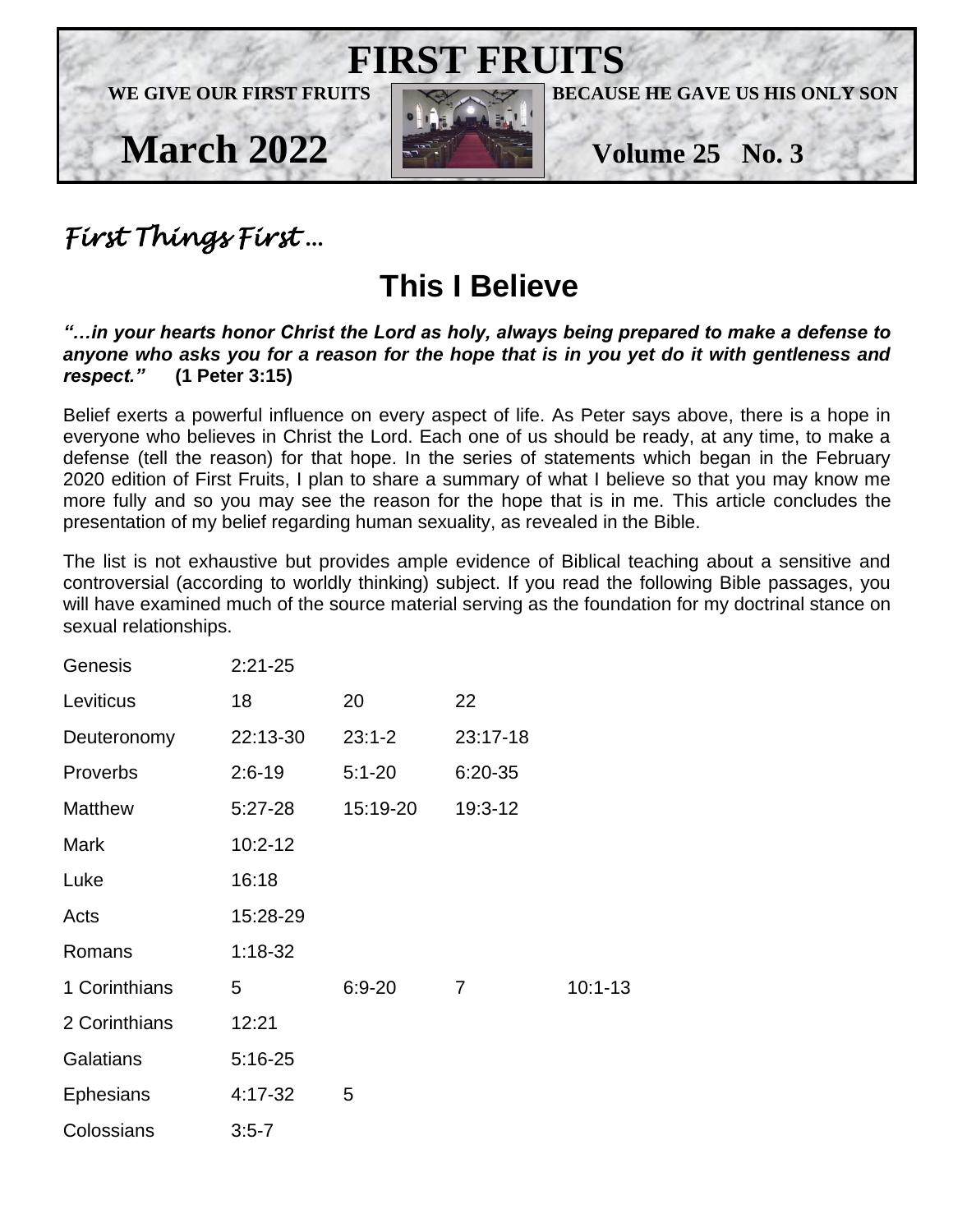# FIRST FRUITS

**WE GIVE OUR FIRST FRUITS** **BECAUSE HE GAVE US HIS ONLY SON**

**March 2022** **Volume 25 No. 3**

*First Things First …*

## This I Believe

***"…in your hearts honor Christ the Lord as holy, always being prepared to make a defense to anyone who asks you for a reason for the hope that is in you yet do it with gentleness and respect."*** **(1 Peter 3:15)**

Belief exerts a powerful influence on every aspect of life. As Peter says above, there is a hope in everyone who believes in Christ the Lord. Each one of us should be ready, at any time, to make a defense (tell the reason) for that hope. In the series of statements which began in the February 2020 edition of First Fruits, I plan to share a summary of what I believe so that you may know me more fully and so you may see the reason for the hope that is in me. This article concludes the presentation of my belief regarding human sexuality, as revealed in the Bible.

The list is not exhaustive but provides ample evidence of Biblical teaching about a sensitive and controversial (according to worldly thinking) subject. If you read the following Bible passages, you will have examined much of the source material serving as the foundation for my doctrinal stance on sexual relationships.

| | | | | |
|---|---|---|---|---|
| Genesis | 2:21-25 | | | |
| Leviticus | 18 | 20 | 22 | |
| Deuteronomy | 22:13-30 | 23:1-2 | 23:17-18 | |
| Proverbs | 2:6-19 | 5:1-20 | 6:20-35 | |
| Matthew | 5:27-28 | 15:19-20 | 19:3-12 | |
| Mark | 10:2-12 | | | |
| Luke | 16:18 | | | |
| Acts | 15:28-29 | | | |
| Romans | 1:18-32 | | | |
| 1 Corinthians | 5 | 6:9-20 | 7 | 10:1-13 |
| 2 Corinthians | 12:21 | | | |
| Galatians | 5:16-25 | | | |
| Ephesians | 4:17-32 | 5 | | |
| Colossians | 3:5-7 | | | |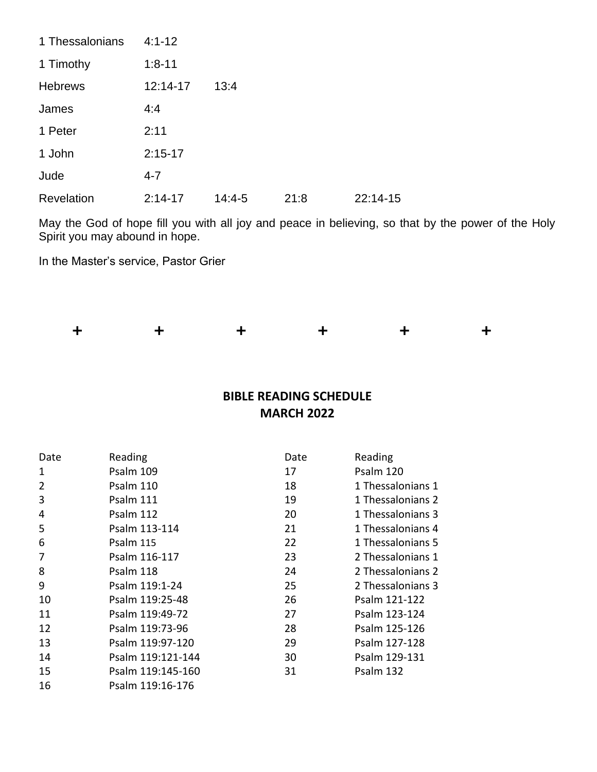| | | | | |
|---|---|---|---|---|
| 1 Thessalonians | 4:1-12 | | | |
| 1 Timothy | 1:8-11 | | | |
| Hebrews | 12:14-17 | 13:4 | | |
| James | 4:4 | | | |
| 1 Peter | 2:11 | | | |
| 1 John | 2:15-17 | | | |
| Jude | 4-7 | | | |
| Revelation | 2:14-17 | 14:4-5 | 21:8 | 22:14-15 |

May the God of hope fill you with all joy and peace in believing, so that by the power of the Holy Spirit you may abound in hope.

In the Master's service, Pastor Grier

\+ + + + + +

**BIBLE READING SCHEDULE**
**MARCH 2022**

| Date | Reading | Date | Reading |
|---|---|---|---|
| 1 | Psalm 109 | 17 | Psalm 120 |
| 2 | Psalm 110 | 18 | 1 Thessalonians 1 |
| 3 | Psalm 111 | 19 | 1 Thessalonians 2 |
| 4 | Psalm 112 | 20 | 1 Thessalonians 3 |
| 5 | Psalm 113-114 | 21 | 1 Thessalonians 4 |
| 6 | Psalm 115 | 22 | 1 Thessalonians 5 |
| 7 | Psalm 116-117 | 23 | 2 Thessalonians 1 |
| 8 | Psalm 118 | 24 | 2 Thessalonians 2 |
| 9 | Psalm 119:1-24 | 25 | 2 Thessalonians 3 |
| 10 | Psalm 119:25-48 | 26 | Psalm 121-122 |
| 11 | Psalm 119:49-72 | 27 | Psalm 123-124 |
| 12 | Psalm 119:73-96 | 28 | Psalm 125-126 |
| 13 | Psalm 119:97-120 | 29 | Psalm 127-128 |
| 14 | Psalm 119:121-144 | 30 | Psalm 129-131 |
| 15 | Psalm 119:145-160 | 31 | Psalm 132 |
| 16 | Psalm 119:16-176 | | |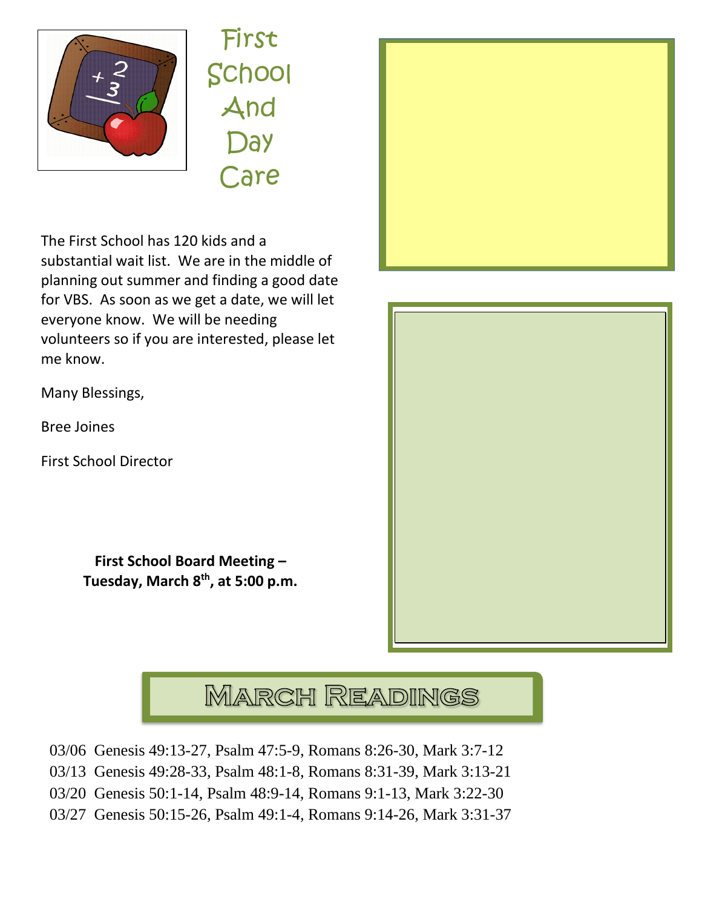# First School And Day Care

The First School has 120 kids and a substantial wait list. We are in the middle of planning out summer and finding a good date for VBS. As soon as we get a date, we will let everyone know. We will be needing volunteers so if you are interested, please let me know.

Many Blessings,

Bree Joines

First School Director

**First School Board Meeting – Tuesday, March 8th, at 5:00 p.m.**

## March Readings

03/06 Genesis 49:13-27, Psalm 47:5-9, Romans 8:26-30, Mark 3:7-12
03/13 Genesis 49:28-33, Psalm 48:1-8, Romans 8:31-39, Mark 3:13-21
03/20 Genesis 50:1-14, Psalm 48:9-14, Romans 9:1-13, Mark 3:22-30
03/27 Genesis 50:15-26, Psalm 49:1-4, Romans 9:14-26, Mark 3:31-37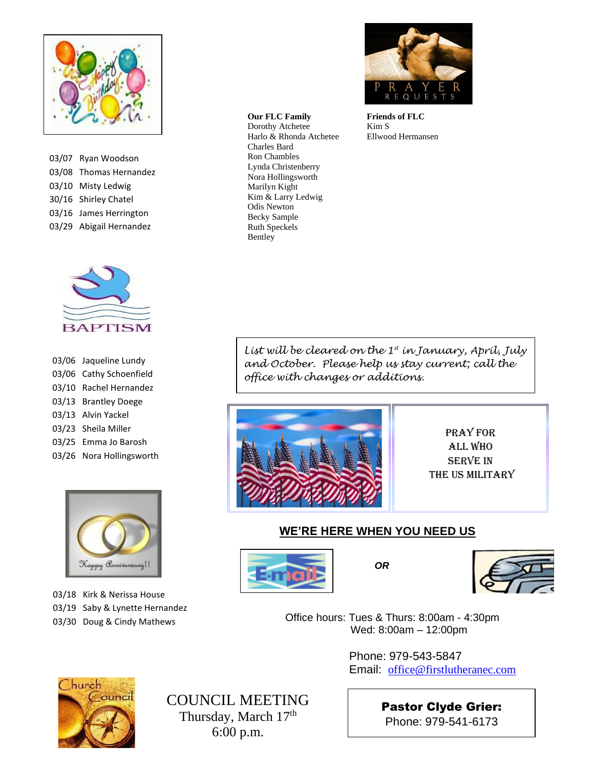## Happy Birthday

03/07 Ryan Woodson
03/08 Thomas Hernandez
03/10 Misty Ledwig
30/16 Shirley Chatel
03/16 James Herrington
03/29 Abigail Hernandez

## Prayer Requests

**Our FLC Family**
Dorothy Atchetee
Harlo & Rhonda Atchetee
Charles Bard
Ron Chambles
Lynda Christenberry
Nora Hollingsworth
Marilyn Kight
Kim & Larry Ledwig
Odis Newton
Becky Sample
Ruth Speckels
Bentley

**Friends of FLC**
Kim S
Ellwood Hermansen

*List will be cleared on the 1st in January, April, July and October. Please help us stay current; call the office with changes or additions.*

## Baptism

03/06 Jaqueline Lundy
03/06 Cathy Schoenfield
03/10 Rachel Hernandez
03/13 Brantley Doege
03/13 Alvin Yackel
03/23 Sheila Miller
03/25 Emma Jo Barosh
03/26 Nora Hollingsworth

PRAY FOR ALL WHO SERVE IN THE US MILITARY

## Happy Anniversary!!

03/18 Kirk & Nerissa House
03/19 Saby & Lynette Hernandez
03/30 Doug & Cindy Mathews

## WE'RE HERE WHEN YOU NEED US

E-mail *OR* Phone

Office hours: Tues & Thurs: 8:00am - 4:30pm
Wed: 8:00am – 12:00pm

Phone: 979-543-5847
Email: office@firstlutheranec.com

**Pastor Clyde Grier:**
Phone: 979-541-6173

## Church Council

COUNCIL MEETING
Thursday, March 17th
6:00 p.m.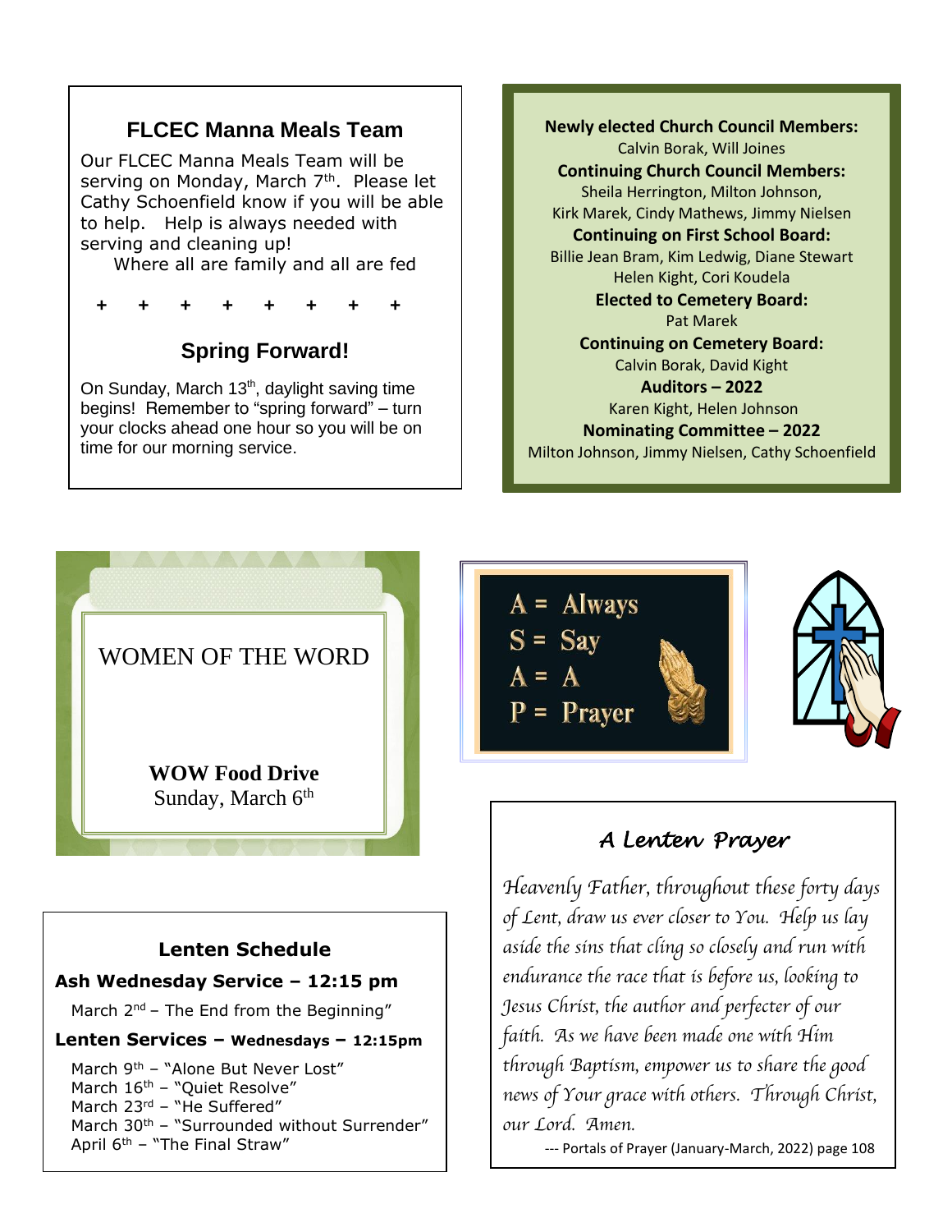## FLCEC Manna Meals Team

Our FLCEC Manna Meals Team will be serving on Monday, March 7th. Please let Cathy Schoenfield know if you will be able to help. Help is always needed with serving and cleaning up!

Where all are family and all are fed

\+ + + + + + + +

## Spring Forward!

On Sunday, March 13th, daylight saving time begins! Remember to "spring forward" – turn your clocks ahead one hour so you will be on time for our morning service.

**Newly elected Church Council Members:**
Calvin Borak, Will Joines

**Continuing Church Council Members:**
Sheila Herrington, Milton Johnson,
Kirk Marek, Cindy Mathews, Jimmy Nielsen

**Continuing on First School Board:**
Billie Jean Bram, Kim Ledwig, Diane Stewart
Helen Kight, Cori Koudela

**Elected to Cemetery Board:**
Pat Marek

**Continuing on Cemetery Board:**
Calvin Borak, David Kight

**Auditors – 2022**
Karen Kight, Helen Johnson

**Nominating Committee – 2022**
Milton Johnson, Jimmy Nielsen, Cathy Schoenfield

WOMEN OF THE WORD

**WOW Food Drive**
Sunday, March 6th

A = Always
S = Say
A = A
P = Prayer

## Lenten Schedule

**Ash Wednesday Service – 12:15 pm**

March 2nd – The End from the Beginning"

**Lenten Services – Wednesdays – 12:15pm**

March 9th – "Alone But Never Lost"
March 16th – "Quiet Resolve"
March 23rd – "He Suffered"
March 30th – "Surrounded without Surrender"
April 6th – "The Final Straw"

## *A Lenten Prayer*

*Heavenly Father, throughout these forty days of Lent, draw us ever closer to You. Help us lay aside the sins that cling so closely and run with endurance the race that is before us, looking to Jesus Christ, the author and perfecter of our faith. As we have been made one with Him through Baptism, empower us to share the good news of Your grace with others. Through Christ, our Lord. Amen.*

--- Portals of Prayer (January-March, 2022) page 108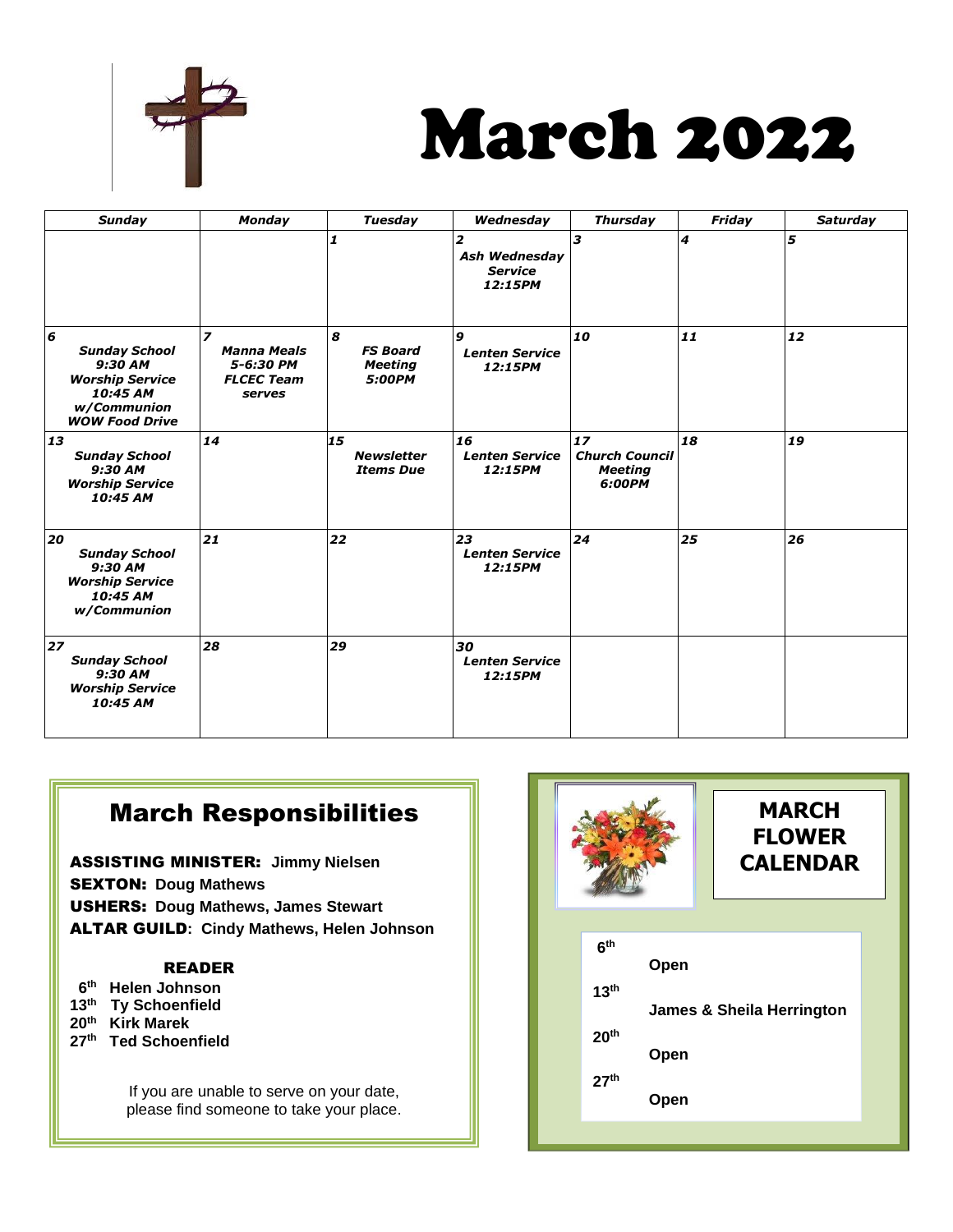# March 2022

| Sunday | Monday | Tuesday | Wednesday | Thursday | Friday | Saturday |
|---|---|---|---|---|---|---|
| | | **1** | **2** *Ash Wednesday Service 12:15PM* | **3** | **4** | **5** |
| **6** *Sunday School 9:30 AM Worship Service 10:45 AM w/Communion WOW Food Drive* | **7** *Manna Meals 5-6:30 PM FLCEC Team serves* | **8** *FS Board Meeting 5:00PM* | **9** *Lenten Service 12:15PM* | **10** | **11** | **12** |
| **13** *Sunday School 9:30 AM Worship Service 10:45 AM* | **14** | **15** *Newsletter Items Due* | **16** *Lenten Service 12:15PM* | **17** *Church Council Meeting 6:00PM* | **18** | **19** |
| **20** *Sunday School 9:30 AM Worship Service 10:45 AM w/Communion* | **21** | **22** | **23** *Lenten Service 12:15PM* | **24** | **25** | **26** |
| **27** *Sunday School 9:30 AM Worship Service 10:45 AM* | **28** | **29** | **30** *Lenten Service 12:15PM* | | | |

## March Responsibilities

**ASSISTING MINISTER:** **Jimmy Nielsen**
**SEXTON:** **Doug Mathews**
**USHERS:** **Doug Mathews, James Stewart**
**ALTAR GUILD**: **Cindy Mathews, Helen Johnson**

**READER**

- 6th Helen Johnson
- 13th Ty Schoenfield
- 20th Kirk Marek
- 27th Ted Schoenfield

If you are unable to serve on your date, please find someone to take your place.

## MARCH FLOWER CALENDAR

- **6th** Open
- **13th** James & Sheila Herrington
- **20th** Open
- **27th** Open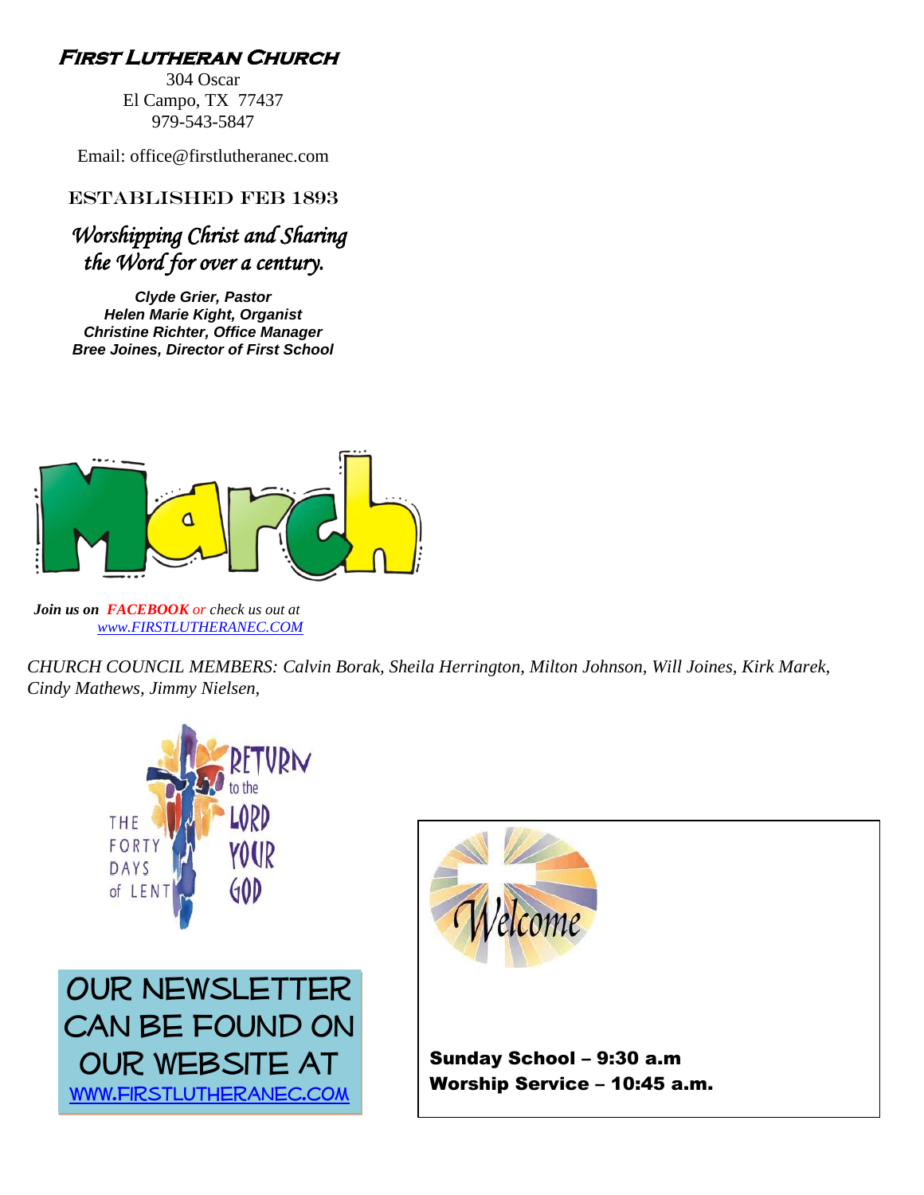# First Lutheran Church

304 Oscar
El Campo, TX 77437
979-543-5847

Email: office@firstlutheranec.com

ESTABLISHED FEB 1893

*Worshipping Christ and Sharing the Word for over a century.*

***Clyde Grier, Pastor***
***Helen Marie Kight, Organist***
***Christine Richter, Office Manager***
***Bree Joines, Director of First School***

March

*Join us on **FACEBOOK** or check us out at [www.FIRSTLUTHERANEC.COM](http://www.FIRSTLUTHERANEC.COM)*

*CHURCH COUNCIL MEMBERS: Calvin Borak, Sheila Herrington, Milton Johnson, Will Joines, Kirk Marek, Cindy Mathews, Jimmy Nielsen,*

THE FORTY DAYS of LENT

RETURN to the LORD YOUR GOD

OUR NEWSLETTER CAN BE FOUND ON OUR WEBSITE AT [WWW.FIRSTLUTHERANEC.COM](http://WWW.FIRSTLUTHERANEC.COM)

Welcome

**Sunday School – 9:30 a.m**
**Worship Service – 10:45 a.m.**